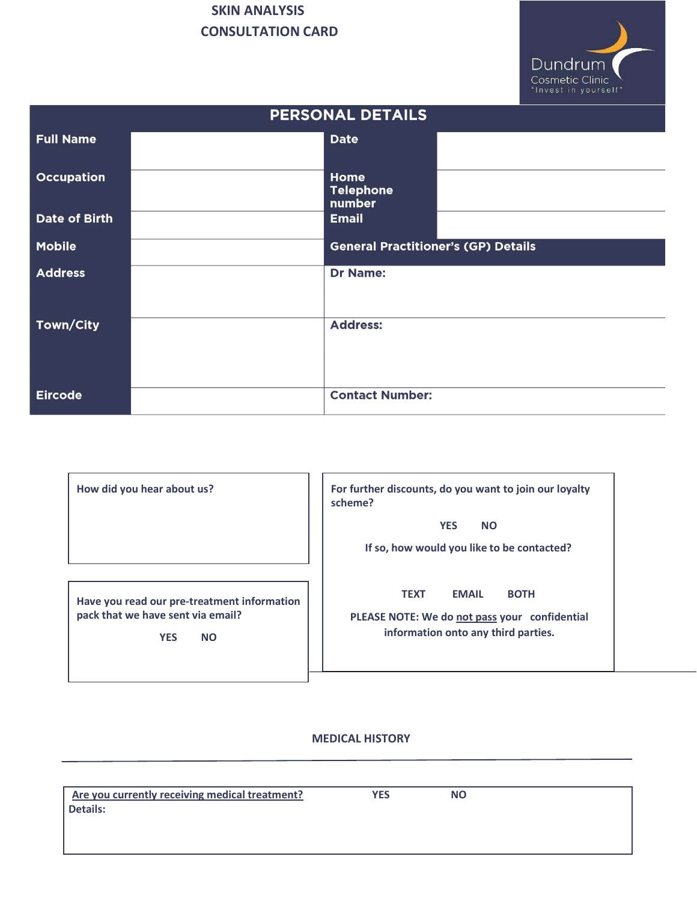# SKIN ANALYSIS CONSULTATION CARD

Dundrum Cosmetic Clinic
"Invest in yourself"

## PERSONAL DETAILS

| | | | |
|---|---|---|---|
| **Full Name** | | **Date** | |
| **Occupation** | | **Home Telephone number** | |
| **Date of Birth** | | **Email** | |
| **Mobile** | | **General Practitioner's (GP) Details** | |
| **Address** | | **Dr Name:** | |
| **Town/City** | | **Address:** | |
| **Eircode** | | **Contact Number:** | |

**How did you hear about us?**

**For further discounts, do you want to join our loyalty scheme?**

YES NO

If so, how would you like to be contacted?

TEXT EMAIL BOTH

PLEASE NOTE: We do not pass your confidential information onto any third parties.

**Have you read our pre-treatment information pack that we have sent via email?**

YES NO

## MEDICAL HISTORY

**Are you currently receiving medical treatment?** YES NO

Details: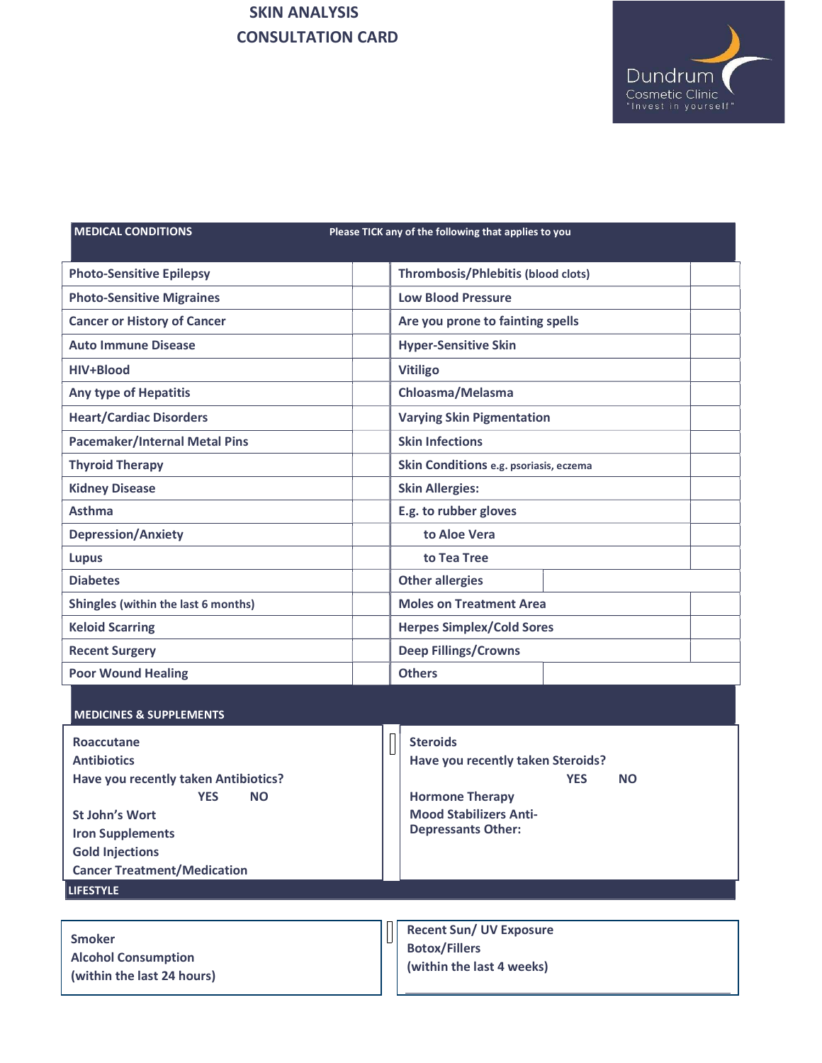# SKIN ANALYSIS CONSULTATION CARD

Dundrum Cosmetic Clinic "Invest in yourself"

| MEDICAL CONDITIONS | Please TICK any of the following that applies to you | | |
|---|---|---|---|
| Photo-Sensitive Epilepsy | | Thrombosis/Phlebitis (blood clots) | |
| Photo-Sensitive Migraines | | Low Blood Pressure | |
| Cancer or History of Cancer | | Are you prone to fainting spells | |
| Auto Immune Disease | | Hyper-Sensitive Skin | |
| HIV+Blood | | Vitiligo | |
| Any type of Hepatitis | | Chloasma/Melasma | |
| Heart/Cardiac Disorders | | Varying Skin Pigmentation | |
| Pacemaker/Internal Metal Pins | | Skin Infections | |
| Thyroid Therapy | | Skin Conditions e.g. psoriasis, eczema | |
| Kidney Disease | | Skin Allergies: | |
| Asthma | | E.g. to rubber gloves | |
| Depression/Anxiety | | to Aloe Vera | |
| Lupus | | to Tea Tree | |
| Diabetes | | Other allergies | |
| Shingles (within the last 6 months) | | Moles on Treatment Area | |
| Keloid Scarring | | Herpes Simplex/Cold Sores | |
| Recent Surgery | | Deep Fillings/Crowns | |
| Poor Wound Healing | | Others | |

## MEDICINES & SUPPLEMENTS

| | |
|---|---|
| Roaccutane<br>Antibiotics<br>Have you recently taken Antibiotics?<br>YES NO<br>St John's Wort<br>Iron Supplements<br>Gold Injections<br>Cancer Treatment/Medication | Steroids<br>Have you recently taken Steroids?<br>YES NO<br>Hormone Therapy<br>Mood Stabilizers Anti-Depressants Other: |

## LIFESTYLE

| | |
|---|---|
| Smoker<br>Alcohol Consumption<br>(within the last 24 hours) | Recent Sun/ UV Exposure<br>Botox/Fillers<br>(within the last 4 weeks) |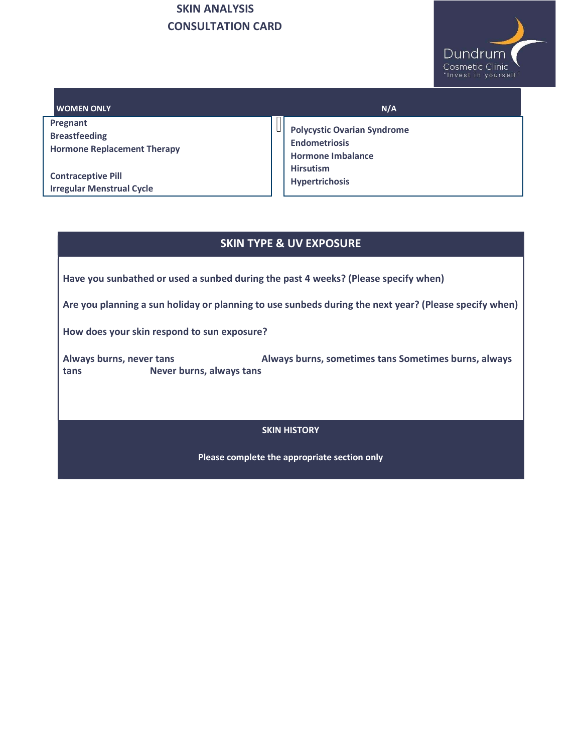## SKIN ANALYSIS CONSULTATION CARD

Dundrum Cosmetic Clinic
"Invest in yourself"

| WOMEN ONLY | N/A |
| --- | --- |
| Pregnant<br>Breastfeeding<br>Hormone Replacement Therapy<br><br>Contraceptive Pill<br>Irregular Menstrual Cycle | Polycystic Ovarian Syndrome<br>Endometriosis<br>Hormone Imbalance<br>Hirsutism<br>Hypertrichosis |

## SKIN TYPE & UV EXPOSURE

**Have you sunbathed or used a sunbed during the past 4 weeks? (Please specify when)**

**Are you planning a sun holiday or planning to use sunbeds during the next year? (Please specify when)**

**How does your skin respond to sun exposure?**

**Always burns, never tans** **Always burns, sometimes tans** **Sometimes burns, always tans** **Never burns, always tans**

## SKIN HISTORY

**Please complete the appropriate section only**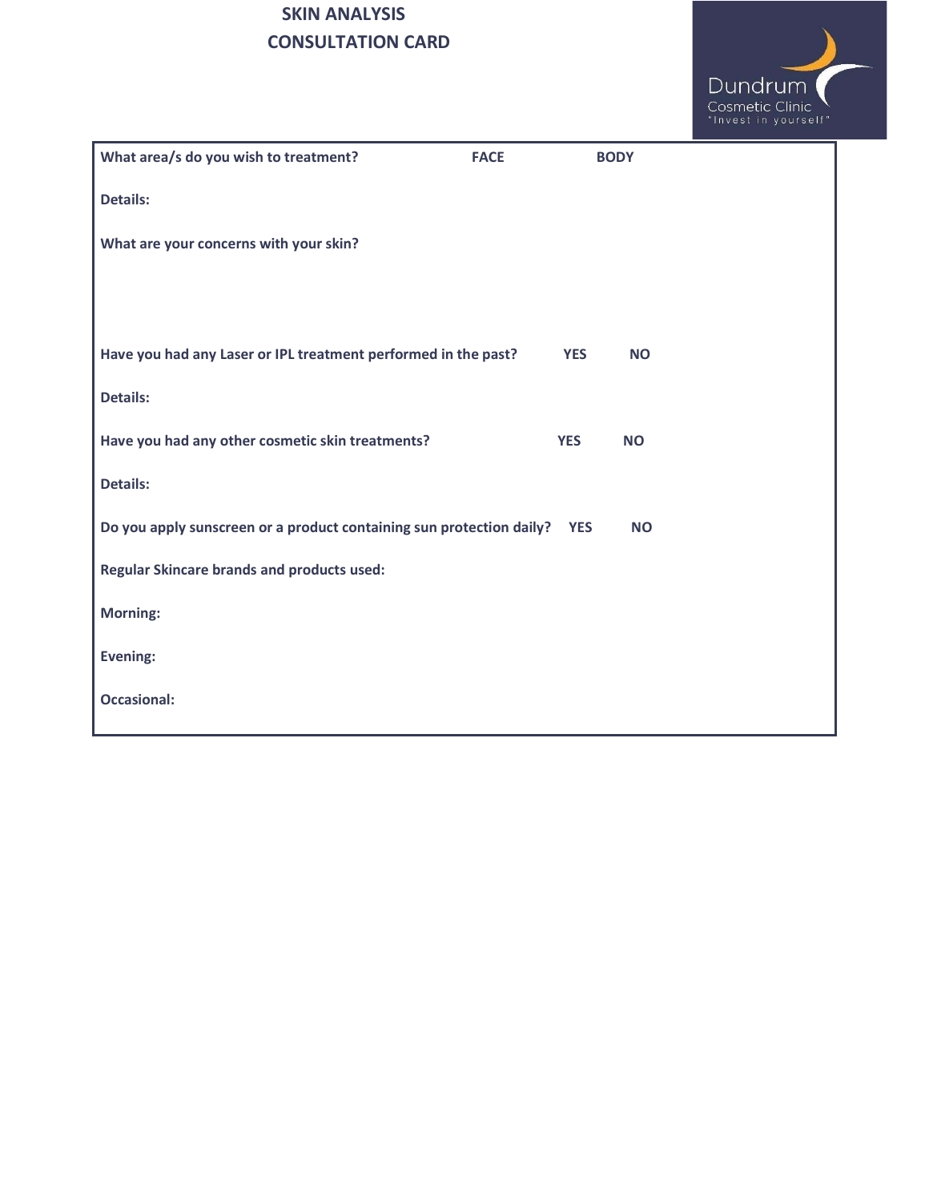# SKIN ANALYSIS CONSULTATION CARD

Dundrum Cosmetic Clinic
"Invest in yourself"

**What area/s do you wish to treatment?** **FACE** **BODY**

**Details:**

**What are your concerns with your skin?**

**Have you had any Laser or IPL treatment performed in the past?** **YES** **NO**

**Details:**

**Have you had any other cosmetic skin treatments?** **YES** **NO**

**Details:**

**Do you apply sunscreen or a product containing sun protection daily?** **YES** **NO**

**Regular Skincare brands and products used:**

**Morning:**

**Evening:**

**Occasional:**